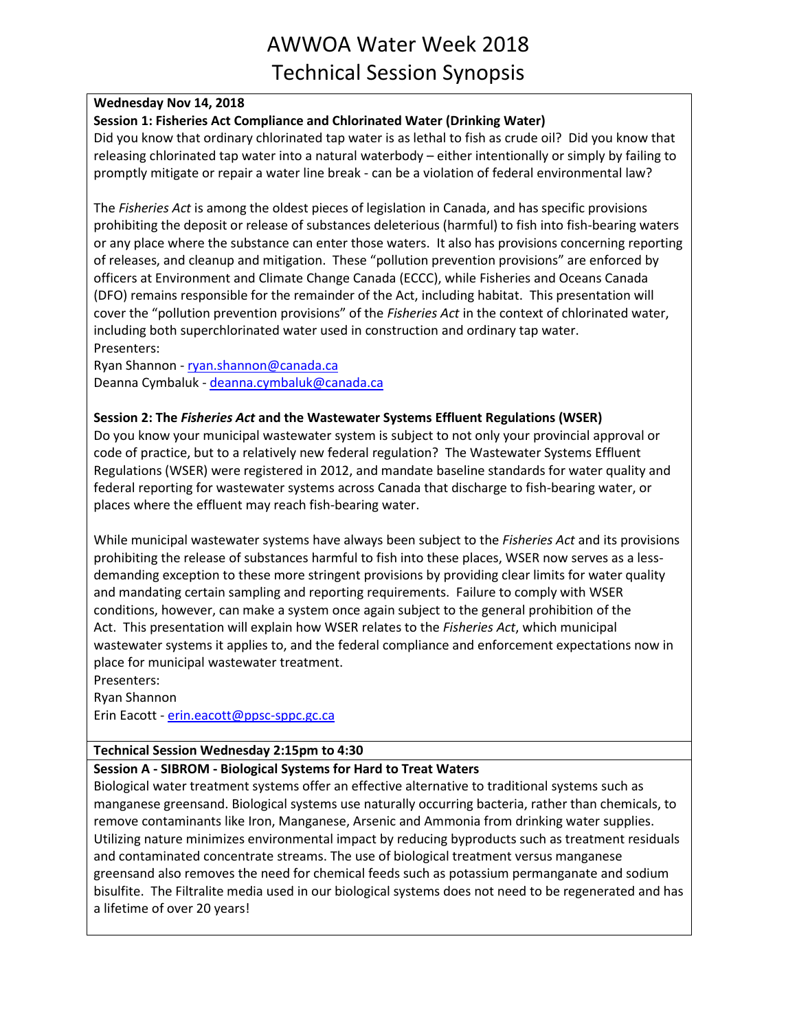# AWWOA Water Week 2018
# Technical Session Synopsis

**Wednesday Nov 14, 2018**

**Session 1: Fisheries Act Compliance and Chlorinated Water (Drinking Water)**

Did you know that ordinary chlorinated tap water is as lethal to fish as crude oil? Did you know that releasing chlorinated tap water into a natural waterbody – either intentionally or simply by failing to promptly mitigate or repair a water line break - can be a violation of federal environmental law?

The *Fisheries Act* is among the oldest pieces of legislation in Canada, and has specific provisions prohibiting the deposit or release of substances deleterious (harmful) to fish into fish-bearing waters or any place where the substance can enter those waters. It also has provisions concerning reporting of releases, and cleanup and mitigation. These "pollution prevention provisions" are enforced by officers at Environment and Climate Change Canada (ECCC), while Fisheries and Oceans Canada (DFO) remains responsible for the remainder of the Act, including habitat. This presentation will cover the "pollution prevention provisions" of the *Fisheries Act* in the context of chlorinated water, including both superchlorinated water used in construction and ordinary tap water.

Presenters:
Ryan Shannon - ryan.shannon@canada.ca
Deanna Cymbaluk - deanna.cymbaluk@canada.ca

**Session 2: The *Fisheries Act* and the Wastewater Systems Effluent Regulations (WSER)**

Do you know your municipal wastewater system is subject to not only your provincial approval or code of practice, but to a relatively new federal regulation? The Wastewater Systems Effluent Regulations (WSER) were registered in 2012, and mandate baseline standards for water quality and federal reporting for wastewater systems across Canada that discharge to fish-bearing water, or places where the effluent may reach fish-bearing water.

While municipal wastewater systems have always been subject to the *Fisheries Act* and its provisions prohibiting the release of substances harmful to fish into these places, WSER now serves as a less-demanding exception to these more stringent provisions by providing clear limits for water quality and mandating certain sampling and reporting requirements. Failure to comply with WSER conditions, however, can make a system once again subject to the general prohibition of the Act. This presentation will explain how WSER relates to the *Fisheries Act*, which municipal wastewater systems it applies to, and the federal compliance and enforcement expectations now in place for municipal wastewater treatment.

Presenters:
Ryan Shannon
Erin Eacott - erin.eacott@ppsc-sppc.gc.ca

**Technical Session Wednesday 2:15pm to 4:30**

**Session A - SIBROM - Biological Systems for Hard to Treat Waters**

Biological water treatment systems offer an effective alternative to traditional systems such as manganese greensand. Biological systems use naturally occurring bacteria, rather than chemicals, to remove contaminants like Iron, Manganese, Arsenic and Ammonia from drinking water supplies. Utilizing nature minimizes environmental impact by reducing byproducts such as treatment residuals and contaminated concentrate streams. The use of biological treatment versus manganese greensand also removes the need for chemical feeds such as potassium permanganate and sodium bisulfite. The Filtralite media used in our biological systems does not need to be regenerated and has a lifetime of over 20 years!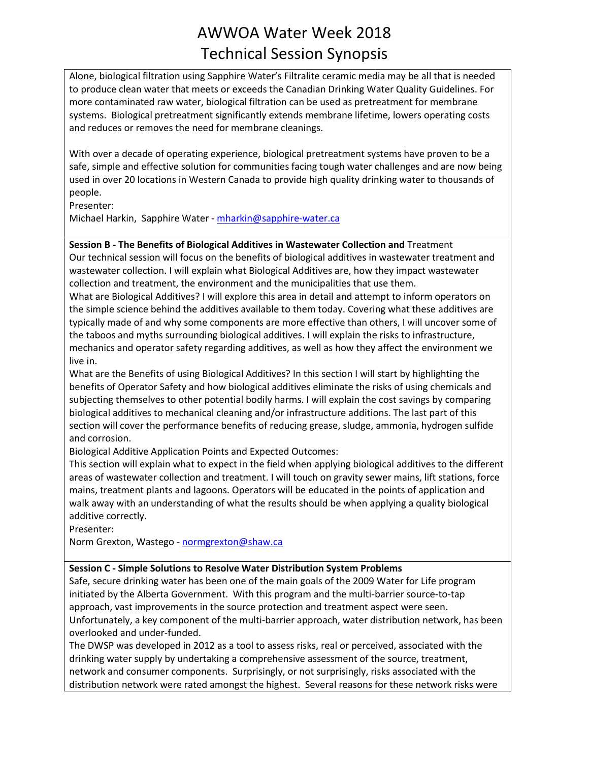Alone, biological filtration using Sapphire Water's Filtralite ceramic media may be all that is needed to produce clean water that meets or exceeds the Canadian Drinking Water Quality Guidelines. For more contaminated raw water, biological filtration can be used as pretreatment for membrane systems. Biological pretreatment significantly extends membrane lifetime, lowers operating costs and reduces or removes the need for membrane cleanings.

With over a decade of operating experience, biological pretreatment systems have proven to be a safe, simple and effective solution for communities facing tough water challenges and are now being used in over 20 locations in Western Canada to provide high quality drinking water to thousands of people.

Presenter:
Michael Harkin, Sapphire Water - mharkin@sapphire-water.ca

**Session B - The Benefits of Biological Additives in Wastewater Collection and** Treatment

Our technical session will focus on the benefits of biological additives in wastewater treatment and wastewater collection. I will explain what Biological Additives are, how they impact wastewater collection and treatment, the environment and the municipalities that use them.

What are Biological Additives? I will explore this area in detail and attempt to inform operators on the simple science behind the additives available to them today. Covering what these additives are typically made of and why some components are more effective than others, I will uncover some of the taboos and myths surrounding biological additives. I will explain the risks to infrastructure, mechanics and operator safety regarding additives, as well as how they affect the environment we live in.

What are the Benefits of using Biological Additives? In this section I will start by highlighting the benefits of Operator Safety and how biological additives eliminate the risks of using chemicals and subjecting themselves to other potential bodily harms. I will explain the cost savings by comparing biological additives to mechanical cleaning and/or infrastructure additions. The last part of this section will cover the performance benefits of reducing grease, sludge, ammonia, hydrogen sulfide and corrosion.

Biological Additive Application Points and Expected Outcomes:

This section will explain what to expect in the field when applying biological additives to the different areas of wastewater collection and treatment. I will touch on gravity sewer mains, lift stations, force mains, treatment plants and lagoons. Operators will be educated in the points of application and walk away with an understanding of what the results should be when applying a quality biological additive correctly.

Presenter:
Norm Grexton, Wastego - normgrexton@shaw.ca

**Session C - Simple Solutions to Resolve Water Distribution System Problems**

Safe, secure drinking water has been one of the main goals of the 2009 Water for Life program initiated by the Alberta Government. With this program and the multi-barrier source-to-tap approach, vast improvements in the source protection and treatment aspect were seen. Unfortunately, a key component of the multi-barrier approach, water distribution network, has been overlooked and under-funded.

The DWSP was developed in 2012 as a tool to assess risks, real or perceived, associated with the drinking water supply by undertaking a comprehensive assessment of the source, treatment, network and consumer components. Surprisingly, or not surprisingly, risks associated with the distribution network were rated amongst the highest. Several reasons for these network risks were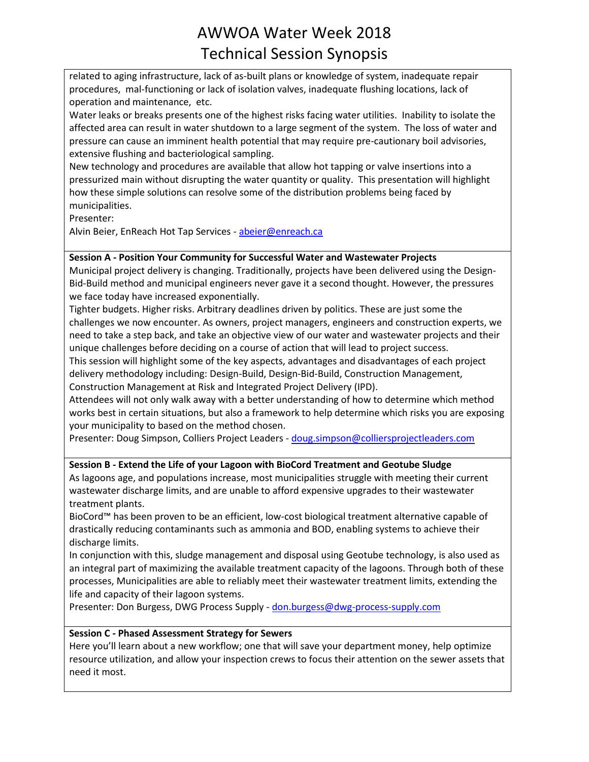related to aging infrastructure, lack of as-built plans or knowledge of system, inadequate repair procedures, mal-functioning or lack of isolation valves, inadequate flushing locations, lack of operation and maintenance, etc.

Water leaks or breaks presents one of the highest risks facing water utilities. Inability to isolate the affected area can result in water shutdown to a large segment of the system. The loss of water and pressure can cause an imminent health potential that may require pre-cautionary boil advisories, extensive flushing and bacteriological sampling.

New technology and procedures are available that allow hot tapping or valve insertions into a pressurized main without disrupting the water quantity or quality. This presentation will highlight how these simple solutions can resolve some of the distribution problems being faced by municipalities.

Presenter:

Alvin Beier, EnReach Hot Tap Services - abeier@enreach.ca

**Session A - Position Your Community for Successful Water and Wastewater Projects**

Municipal project delivery is changing. Traditionally, projects have been delivered using the Design-Bid-Build method and municipal engineers never gave it a second thought. However, the pressures we face today have increased exponentially.

Tighter budgets. Higher risks. Arbitrary deadlines driven by politics. These are just some the challenges we now encounter. As owners, project managers, engineers and construction experts, we need to take a step back, and take an objective view of our water and wastewater projects and their unique challenges before deciding on a course of action that will lead to project success.

This session will highlight some of the key aspects, advantages and disadvantages of each project delivery methodology including: Design-Build, Design-Bid-Build, Construction Management, Construction Management at Risk and Integrated Project Delivery (IPD).

Attendees will not only walk away with a better understanding of how to determine which method works best in certain situations, but also a framework to help determine which risks you are exposing your municipality to based on the method chosen.

Presenter: Doug Simpson, Colliers Project Leaders - doug.simpson@collierssprojectleaders.com

**Session B - Extend the Life of your Lagoon with BioCord Treatment and Geotube Sludge**

As lagoons age, and populations increase, most municipalities struggle with meeting their current wastewater discharge limits, and are unable to afford expensive upgrades to their wastewater treatment plants.

BioCord™ has been proven to be an efficient, low-cost biological treatment alternative capable of drastically reducing contaminants such as ammonia and BOD, enabling systems to achieve their discharge limits.

In conjunction with this, sludge management and disposal using Geotube technology, is also used as an integral part of maximizing the available treatment capacity of the lagoons. Through both of these processes, Municipalities are able to reliably meet their wastewater treatment limits, extending the life and capacity of their lagoon systems.

Presenter: Don Burgess, DWG Process Supply - don.burgess@dwg-process-supply.com

**Session C - Phased Assessment Strategy for Sewers**

Here you'll learn about a new workflow; one that will save your department money, help optimize resource utilization, and allow your inspection crews to focus their attention on the sewer assets that need it most.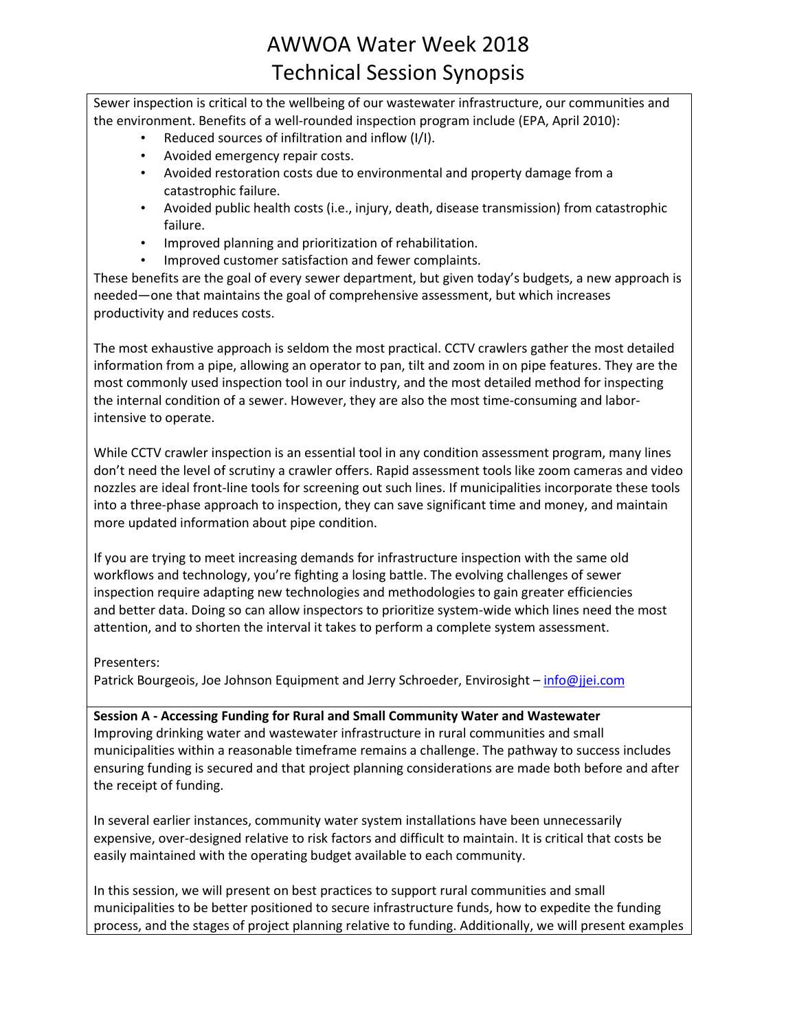Sewer inspection is critical to the wellbeing of our wastewater infrastructure, our communities and the environment. Benefits of a well-rounded inspection program include (EPA, April 2010):

- Reduced sources of infiltration and inflow (I/I).
- Avoided emergency repair costs.
- Avoided restoration costs due to environmental and property damage from a catastrophic failure.
- Avoided public health costs (i.e., injury, death, disease transmission) from catastrophic failure.
- Improved planning and prioritization of rehabilitation.
- Improved customer satisfaction and fewer complaints.

These benefits are the goal of every sewer department, but given today's budgets, a new approach is needed—one that maintains the goal of comprehensive assessment, but which increases productivity and reduces costs.

The most exhaustive approach is seldom the most practical. CCTV crawlers gather the most detailed information from a pipe, allowing an operator to pan, tilt and zoom in on pipe features. They are the most commonly used inspection tool in our industry, and the most detailed method for inspecting the internal condition of a sewer. However, they are also the most time-consuming and labor-intensive to operate.

While CCTV crawler inspection is an essential tool in any condition assessment program, many lines don't need the level of scrutiny a crawler offers. Rapid assessment tools like zoom cameras and video nozzles are ideal front-line tools for screening out such lines. If municipalities incorporate these tools into a three-phase approach to inspection, they can save significant time and money, and maintain more updated information about pipe condition.

If you are trying to meet increasing demands for infrastructure inspection with the same old workflows and technology, you're fighting a losing battle. The evolving challenges of sewer inspection require adapting new technologies and methodologies to gain greater efficiencies and better data. Doing so can allow inspectors to prioritize system-wide which lines need the most attention, and to shorten the interval it takes to perform a complete system assessment.

Presenters:
Patrick Bourgeois, Joe Johnson Equipment and Jerry Schroeder, Envirosight – info@jjei.com

**Session A - Accessing Funding for Rural and Small Community Water and Wastewater**
Improving drinking water and wastewater infrastructure in rural communities and small municipalities within a reasonable timeframe remains a challenge. The pathway to success includes ensuring funding is secured and that project planning considerations are made both before and after the receipt of funding.

In several earlier instances, community water system installations have been unnecessarily expensive, over-designed relative to risk factors and difficult to maintain. It is critical that costs be easily maintained with the operating budget available to each community.

In this session, we will present on best practices to support rural communities and small municipalities to be better positioned to secure infrastructure funds, how to expedite the funding process, and the stages of project planning relative to funding. Additionally, we will present examples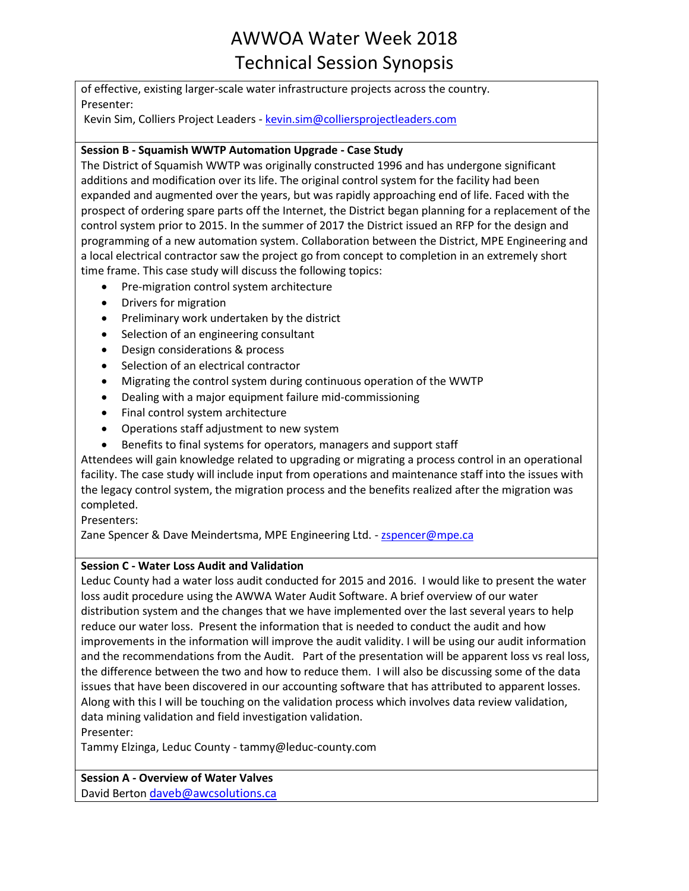of effective, existing larger-scale water infrastructure projects across the country.
Presenter:
Kevin Sim, Colliers Project Leaders - kevin.sim@colliersprojectleaders.com

**Session B - Squamish WWTP Automation Upgrade - Case Study**

The District of Squamish WWTP was originally constructed 1996 and has undergone significant additions and modification over its life. The original control system for the facility had been expanded and augmented over the years, but was rapidly approaching end of life. Faced with the prospect of ordering spare parts off the Internet, the District began planning for a replacement of the control system prior to 2015. In the summer of 2017 the District issued an RFP for the design and programming of a new automation system. Collaboration between the District, MPE Engineering and a local electrical contractor saw the project go from concept to completion in an extremely short time frame. This case study will discuss the following topics:

- Pre-migration control system architecture
- Drivers for migration
- Preliminary work undertaken by the district
- Selection of an engineering consultant
- Design considerations & process
- Selection of an electrical contractor
- Migrating the control system during continuous operation of the WWTP
- Dealing with a major equipment failure mid-commissioning
- Final control system architecture
- Operations staff adjustment to new system
- Benefits to final systems for operators, managers and support staff

Attendees will gain knowledge related to upgrading or migrating a process control in an operational facility. The case study will include input from operations and maintenance staff into the issues with the legacy control system, the migration process and the benefits realized after the migration was completed.
Presenters:
Zane Spencer & Dave Meindertsma, MPE Engineering Ltd. - zspencer@mpe.ca

**Session C - Water Loss Audit and Validation**

Leduc County had a water loss audit conducted for 2015 and 2016. I would like to present the water loss audit procedure using the AWWA Water Audit Software. A brief overview of our water distribution system and the changes that we have implemented over the last several years to help reduce our water loss. Present the information that is needed to conduct the audit and how improvements in the information will improve the audit validity. I will be using our audit information and the recommendations from the Audit. Part of the presentation will be apparent loss vs real loss, the difference between the two and how to reduce them. I will also be discussing some of the data issues that have been discovered in our accounting software that has attributed to apparent losses. Along with this I will be touching on the validation process which involves data review validation, data mining validation and field investigation validation.
Presenter:
Tammy Elzinga, Leduc County - tammy@leduc-county.com

**Session A - Overview of Water Valves**

David Berton daveb@awcsolutions.ca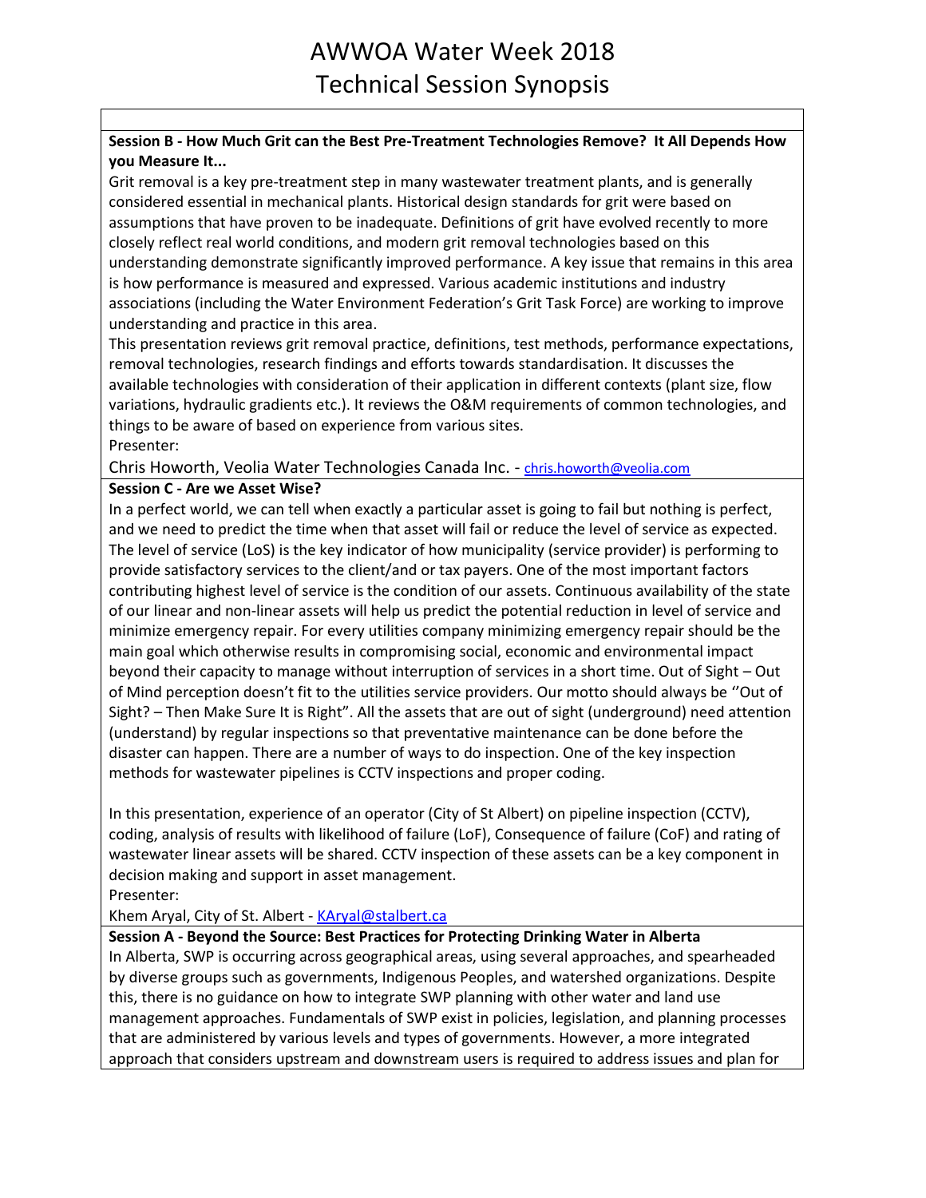**Session B - How Much Grit can the Best Pre-Treatment Technologies Remove? It All Depends How you Measure It...**

Grit removal is a key pre-treatment step in many wastewater treatment plants, and is generally considered essential in mechanical plants. Historical design standards for grit were based on assumptions that have proven to be inadequate. Definitions of grit have evolved recently to more closely reflect real world conditions, and modern grit removal technologies based on this understanding demonstrate significantly improved performance. A key issue that remains in this area is how performance is measured and expressed. Various academic institutions and industry associations (including the Water Environment Federation's Grit Task Force) are working to improve understanding and practice in this area.

This presentation reviews grit removal practice, definitions, test methods, performance expectations, removal technologies, research findings and efforts towards standardisation. It discusses the available technologies with consideration of their application in different contexts (plant size, flow variations, hydraulic gradients etc.). It reviews the O&M requirements of common technologies, and things to be aware of based on experience from various sites.

Presenter:

Chris Howorth, Veolia Water Technologies Canada Inc. - chris.howorth@veolia.com

**Session C - Are we Asset Wise?**

In a perfect world, we can tell when exactly a particular asset is going to fail but nothing is perfect, and we need to predict the time when that asset will fail or reduce the level of service as expected. The level of service (LoS) is the key indicator of how municipality (service provider) is performing to provide satisfactory services to the client/and or tax payers. One of the most important factors contributing highest level of service is the condition of our assets. Continuous availability of the state of our linear and non-linear assets will help us predict the potential reduction in level of service and minimize emergency repair. For every utilities company minimizing emergency repair should be the main goal which otherwise results in compromising social, economic and environmental impact beyond their capacity to manage without interruption of services in a short time. Out of Sight – Out of Mind perception doesn't fit to the utilities service providers. Our motto should always be ''Out of Sight? – Then Make Sure It is Right". All the assets that are out of sight (underground) need attention (understand) by regular inspections so that preventative maintenance can be done before the disaster can happen. There are a number of ways to do inspection. One of the key inspection methods for wastewater pipelines is CCTV inspections and proper coding.

In this presentation, experience of an operator (City of St Albert) on pipeline inspection (CCTV), coding, analysis of results with likelihood of failure (LoF), Consequence of failure (CoF) and rating of wastewater linear assets will be shared. CCTV inspection of these assets can be a key component in decision making and support in asset management.

Presenter:

Khem Aryal, City of St. Albert - KAryal@stalbert.ca

**Session A - Beyond the Source: Best Practices for Protecting Drinking Water in Alberta**

In Alberta, SWP is occurring across geographical areas, using several approaches, and spearheaded by diverse groups such as governments, Indigenous Peoples, and watershed organizations. Despite this, there is no guidance on how to integrate SWP planning with other water and land use management approaches. Fundamentals of SWP exist in policies, legislation, and planning processes that are administered by various levels and types of governments. However, a more integrated approach that considers upstream and downstream users is required to address issues and plan for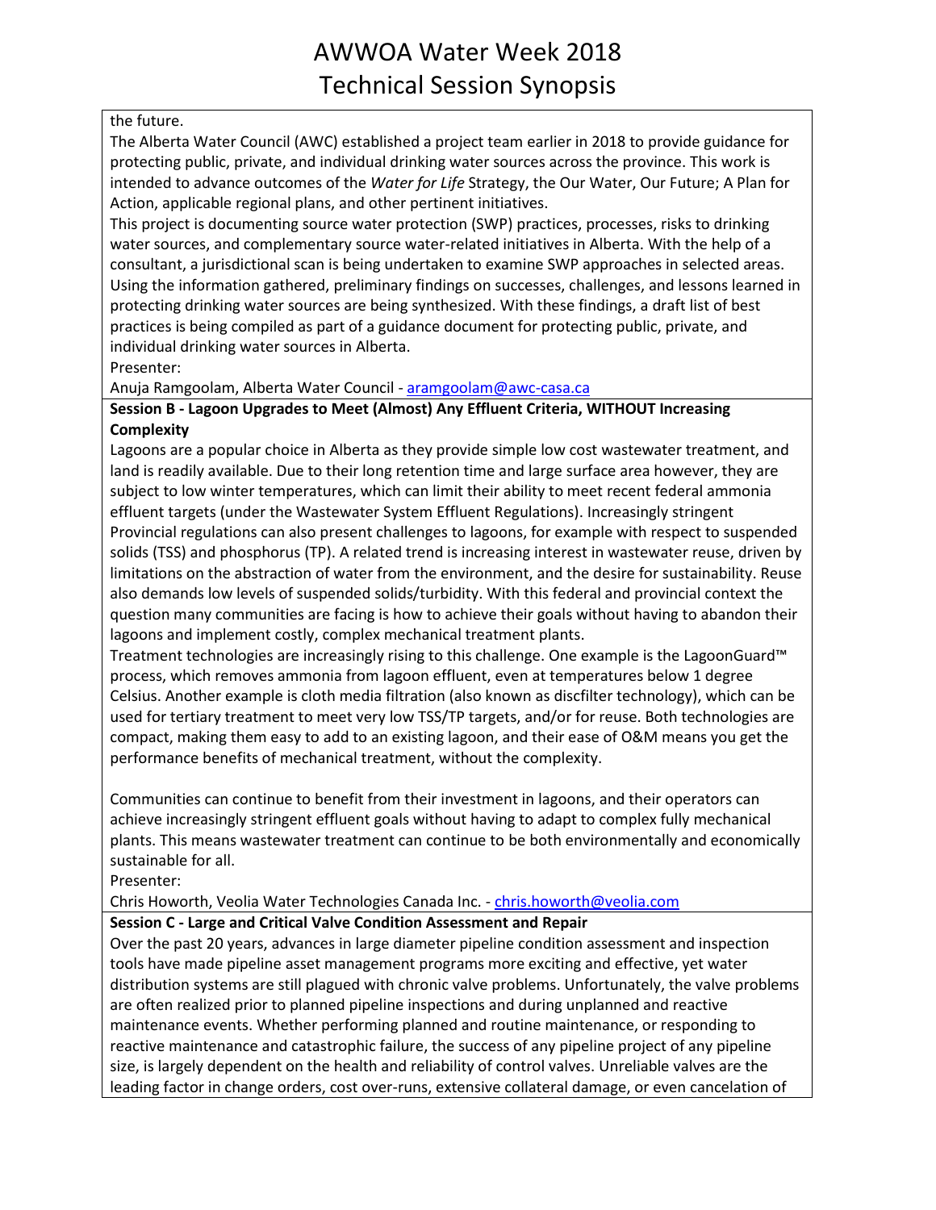the future.

The Alberta Water Council (AWC) established a project team earlier in 2018 to provide guidance for protecting public, private, and individual drinking water sources across the province. This work is intended to advance outcomes of the *Water for Life* Strategy, the Our Water, Our Future; A Plan for Action, applicable regional plans, and other pertinent initiatives.

This project is documenting source water protection (SWP) practices, processes, risks to drinking water sources, and complementary source water-related initiatives in Alberta. With the help of a consultant, a jurisdictional scan is being undertaken to examine SWP approaches in selected areas. Using the information gathered, preliminary findings on successes, challenges, and lessons learned in protecting drinking water sources are being synthesized. With these findings, a draft list of best practices is being compiled as part of a guidance document for protecting public, private, and individual drinking water sources in Alberta.

Presenter:

Anuja Ramgoolam, Alberta Water Council - aramgoolam@awc-casa.ca

**Session B - Lagoon Upgrades to Meet (Almost) Any Effluent Criteria, WITHOUT Increasing Complexity**

Lagoons are a popular choice in Alberta as they provide simple low cost wastewater treatment, and land is readily available. Due to their long retention time and large surface area however, they are subject to low winter temperatures, which can limit their ability to meet recent federal ammonia effluent targets (under the Wastewater System Effluent Regulations). Increasingly stringent Provincial regulations can also present challenges to lagoons, for example with respect to suspended solids (TSS) and phosphorus (TP). A related trend is increasing interest in wastewater reuse, driven by limitations on the abstraction of water from the environment, and the desire for sustainability. Reuse also demands low levels of suspended solids/turbidity. With this federal and provincial context the question many communities are facing is how to achieve their goals without having to abandon their lagoons and implement costly, complex mechanical treatment plants.

Treatment technologies are increasingly rising to this challenge. One example is the LagoonGuard™ process, which removes ammonia from lagoon effluent, even at temperatures below 1 degree Celsius. Another example is cloth media filtration (also known as discfilter technology), which can be used for tertiary treatment to meet very low TSS/TP targets, and/or for reuse. Both technologies are compact, making them easy to add to an existing lagoon, and their ease of O&M means you get the performance benefits of mechanical treatment, without the complexity.

Communities can continue to benefit from their investment in lagoons, and their operators can achieve increasingly stringent effluent goals without having to adapt to complex fully mechanical plants. This means wastewater treatment can continue to be both environmentally and economically sustainable for all.

Presenter:

Chris Howorth, Veolia Water Technologies Canada Inc. - chris.howorth@veolia.com

**Session C - Large and Critical Valve Condition Assessment and Repair**

Over the past 20 years, advances in large diameter pipeline condition assessment and inspection tools have made pipeline asset management programs more exciting and effective, yet water distribution systems are still plagued with chronic valve problems. Unfortunately, the valve problems are often realized prior to planned pipeline inspections and during unplanned and reactive maintenance events. Whether performing planned and routine maintenance, or responding to reactive maintenance and catastrophic failure, the success of any pipeline project of any pipeline size, is largely dependent on the health and reliability of control valves. Unreliable valves are the leading factor in change orders, cost over-runs, extensive collateral damage, or even cancelation of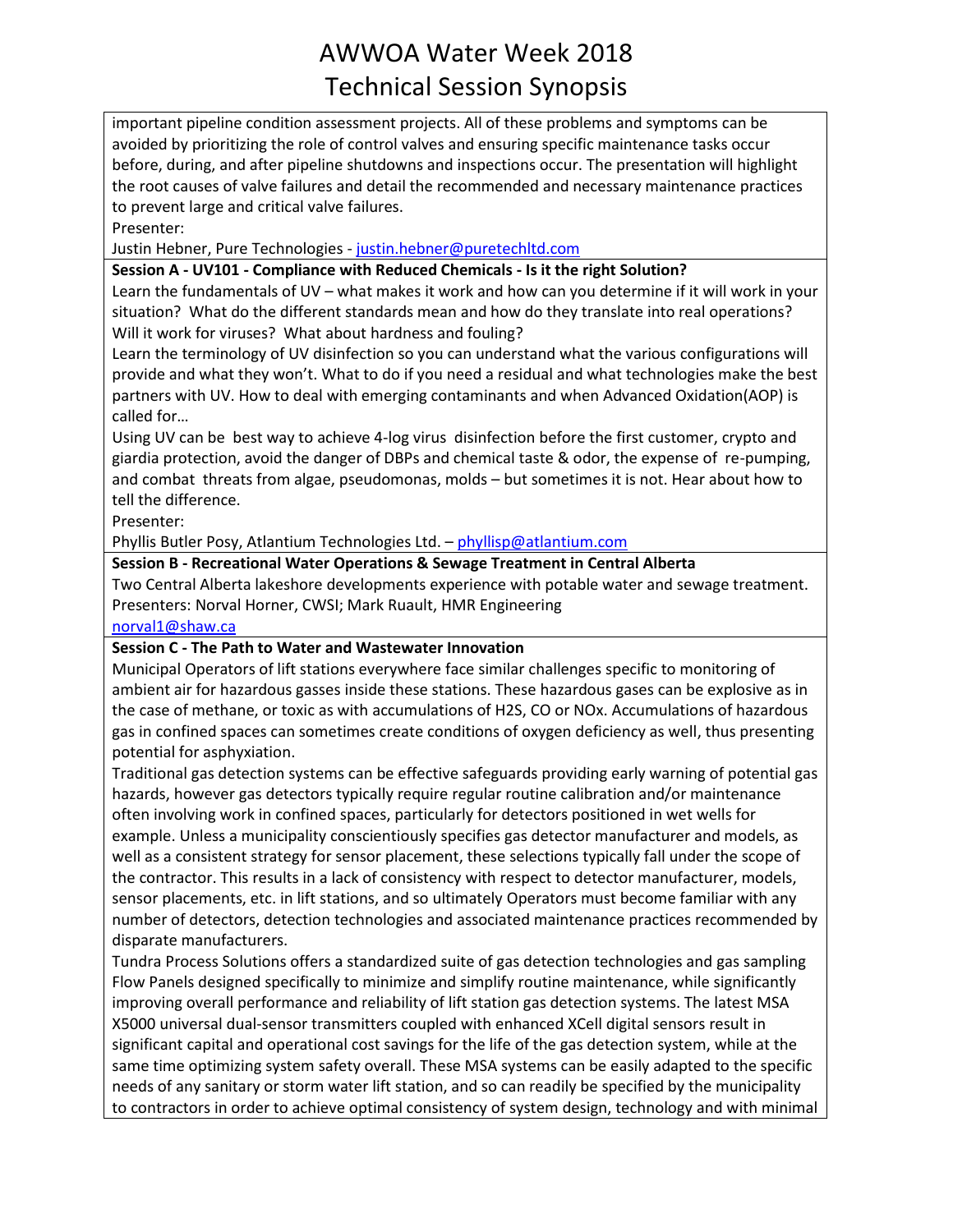important pipeline condition assessment projects. All of these problems and symptoms can be avoided by prioritizing the role of control valves and ensuring specific maintenance tasks occur before, during, and after pipeline shutdowns and inspections occur. The presentation will highlight the root causes of valve failures and detail the recommended and necessary maintenance practices to prevent large and critical valve failures.

Presenter:

Justin Hebner, Pure Technologies - justin.hebner@puretechltd.com

**Session A - UV101 - Compliance with Reduced Chemicals - Is it the right Solution?**

Learn the fundamentals of UV – what makes it work and how can you determine if it will work in your situation? What do the different standards mean and how do they translate into real operations? Will it work for viruses? What about hardness and fouling?

Learn the terminology of UV disinfection so you can understand what the various configurations will provide and what they won't. What to do if you need a residual and what technologies make the best partners with UV. How to deal with emerging contaminants and when Advanced Oxidation(AOP) is called for…

Using UV can be best way to achieve 4-log virus disinfection before the first customer, crypto and giardia protection, avoid the danger of DBPs and chemical taste & odor, the expense of re-pumping, and combat threats from algae, pseudomonas, molds – but sometimes it is not. Hear about how to tell the difference.

Presenter:

Phyllis Butler Posy, Atlantium Technologies Ltd. – phyllisp@atlantium.com

**Session B - Recreational Water Operations & Sewage Treatment in Central Alberta**

Two Central Alberta lakeshore developments experience with potable water and sewage treatment.

Presenters: Norval Horner, CWSI; Mark Ruault, HMR Engineering

norval1@shaw.ca

**Session C - The Path to Water and Wastewater Innovation**

Municipal Operators of lift stations everywhere face similar challenges specific to monitoring of ambient air for hazardous gasses inside these stations. These hazardous gases can be explosive as in the case of methane, or toxic as with accumulations of $H_2S$, CO or $NO_x$. Accumulations of hazardous gas in confined spaces can sometimes create conditions of oxygen deficiency as well, thus presenting potential for asphyxiation.

Traditional gas detection systems can be effective safeguards providing early warning of potential gas hazards, however gas detectors typically require regular routine calibration and/or maintenance often involving work in confined spaces, particularly for detectors positioned in wet wells for example. Unless a municipality conscientiously specifies gas detector manufacturer and models, as well as a consistent strategy for sensor placement, these selections typically fall under the scope of the contractor. This results in a lack of consistency with respect to detector manufacturer, models, sensor placements, etc. in lift stations, and so ultimately Operators must become familiar with any number of detectors, detection technologies and associated maintenance practices recommended by disparate manufacturers.

Tundra Process Solutions offers a standardized suite of gas detection technologies and gas sampling Flow Panels designed specifically to minimize and simplify routine maintenance, while significantly improving overall performance and reliability of lift station gas detection systems. The latest MSA X5000 universal dual-sensor transmitters coupled with enhanced XCell digital sensors result in significant capital and operational cost savings for the life of the gas detection system, while at the same time optimizing system safety overall. These MSA systems can be easily adapted to the specific needs of any sanitary or storm water lift station, and so can readily be specified by the municipality to contractors in order to achieve optimal consistency of system design, technology and with minimal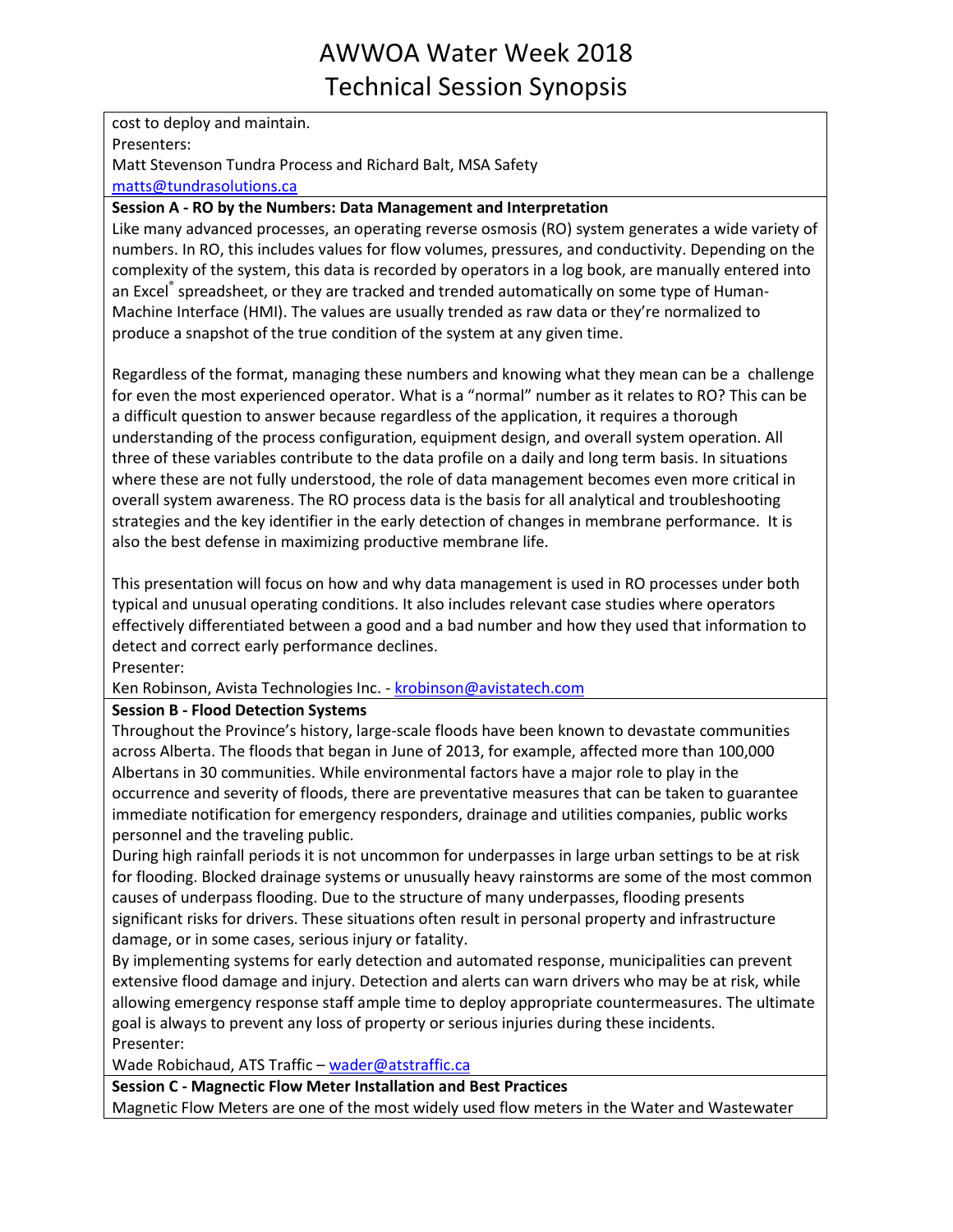cost to deploy and maintain.
Presenters:
Matt Stevenson Tundra Process and Richard Balt, MSA Safety
matts@tundrasolutions.ca

**Session A - RO by the Numbers: Data Management and Interpretation**

Like many advanced processes, an operating reverse osmosis (RO) system generates a wide variety of numbers. In RO, this includes values for flow volumes, pressures, and conductivity. Depending on the complexity of the system, this data is recorded by operators in a log book, are manually entered into an Excel® spreadsheet, or they are tracked and trended automatically on some type of Human-Machine Interface (HMI). The values are usually trended as raw data or they're normalized to produce a snapshot of the true condition of the system at any given time.

Regardless of the format, managing these numbers and knowing what they mean can be a challenge for even the most experienced operator. What is a "normal" number as it relates to RO? This can be a difficult question to answer because regardless of the application, it requires a thorough understanding of the process configuration, equipment design, and overall system operation. All three of these variables contribute to the data profile on a daily and long term basis. In situations where these are not fully understood, the role of data management becomes even more critical in overall system awareness. The RO process data is the basis for all analytical and troubleshooting strategies and the key identifier in the early detection of changes in membrane performance. It is also the best defense in maximizing productive membrane life.

This presentation will focus on how and why data management is used in RO processes under both typical and unusual operating conditions. It also includes relevant case studies where operators effectively differentiated between a good and a bad number and how they used that information to detect and correct early performance declines.
Presenter:
Ken Robinson, Avista Technologies Inc. - krobinson@avistatech.com

**Session B - Flood Detection Systems**

Throughout the Province's history, large-scale floods have been known to devastate communities across Alberta. The floods that began in June of 2013, for example, affected more than 100,000 Albertans in 30 communities. While environmental factors have a major role to play in the occurrence and severity of floods, there are preventative measures that can be taken to guarantee immediate notification for emergency responders, drainage and utilities companies, public works personnel and the traveling public.
During high rainfall periods it is not uncommon for underpasses in large urban settings to be at risk for flooding. Blocked drainage systems or unusually heavy rainstorms are some of the most common causes of underpass flooding. Due to the structure of many underpasses, flooding presents significant risks for drivers. These situations often result in personal property and infrastructure damage, or in some cases, serious injury or fatality.
By implementing systems for early detection and automated response, municipalities can prevent extensive flood damage and injury. Detection and alerts can warn drivers who may be at risk, while allowing emergency response staff ample time to deploy appropriate countermeasures. The ultimate goal is always to prevent any loss of property or serious injuries during these incidents.
Presenter:
Wade Robichaud, ATS Traffic – wader@atstraffic.ca

**Session C - Magnetic Flow Meter Installation and Best Practices**

Magnetic Flow Meters are one of the most widely used flow meters in the Water and Wastewater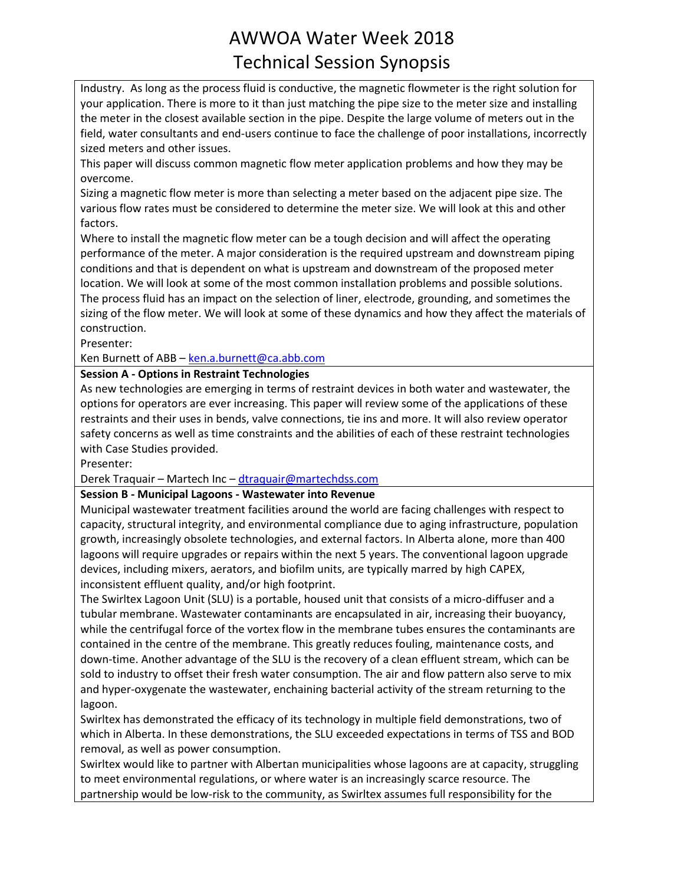Industry. As long as the process fluid is conductive, the magnetic flowmeter is the right solution for your application. There is more to it than just matching the pipe size to the meter size and installing the meter in the closest available section in the pipe. Despite the large volume of meters out in the field, water consultants and end-users continue to face the challenge of poor installations, incorrectly sized meters and other issues.

This paper will discuss common magnetic flow meter application problems and how they may be overcome.

Sizing a magnetic flow meter is more than selecting a meter based on the adjacent pipe size. The various flow rates must be considered to determine the meter size. We will look at this and other factors.

Where to install the magnetic flow meter can be a tough decision and will affect the operating performance of the meter. A major consideration is the required upstream and downstream piping conditions and that is dependent on what is upstream and downstream of the proposed meter location. We will look at some of the most common installation problems and possible solutions.

The process fluid has an impact on the selection of liner, electrode, grounding, and sometimes the sizing of the flow meter. We will look at some of these dynamics and how they affect the materials of construction.

Presenter:

Ken Burnett of ABB – ken.a.burnett@ca.abb.com

**Session A - Options in Restraint Technologies**

As new technologies are emerging in terms of restraint devices in both water and wastewater, the options for operators are ever increasing. This paper will review some of the applications of these restraints and their uses in bends, valve connections, tie ins and more. It will also review operator safety concerns as well as time constraints and the abilities of each of these restraint technologies with Case Studies provided.

Presenter:

Derek Traquair – Martech Inc – dtraquair@martechdss.com

**Session B - Municipal Lagoons - Wastewater into Revenue**

Municipal wastewater treatment facilities around the world are facing challenges with respect to capacity, structural integrity, and environmental compliance due to aging infrastructure, population growth, increasingly obsolete technologies, and external factors. In Alberta alone, more than 400 lagoons will require upgrades or repairs within the next 5 years. The conventional lagoon upgrade devices, including mixers, aerators, and biofilm units, are typically marred by high CAPEX, inconsistent effluent quality, and/or high footprint.

The Swirltex Lagoon Unit (SLU) is a portable, housed unit that consists of a micro-diffuser and a tubular membrane. Wastewater contaminants are encapsulated in air, increasing their buoyancy, while the centrifugal force of the vortex flow in the membrane tubes ensures the contaminants are contained in the centre of the membrane. This greatly reduces fouling, maintenance costs, and down-time. Another advantage of the SLU is the recovery of a clean effluent stream, which can be sold to industry to offset their fresh water consumption. The air and flow pattern also serve to mix and hyper-oxygenate the wastewater, enchaining bacterial activity of the stream returning to the lagoon.

Swirltex has demonstrated the efficacy of its technology in multiple field demonstrations, two of which in Alberta. In these demonstrations, the SLU exceeded expectations in terms of TSS and BOD removal, as well as power consumption.

Swirltex would like to partner with Albertan municipalities whose lagoons are at capacity, struggling to meet environmental regulations, or where water is an increasingly scarce resource. The partnership would be low-risk to the community, as Swirltex assumes full responsibility for the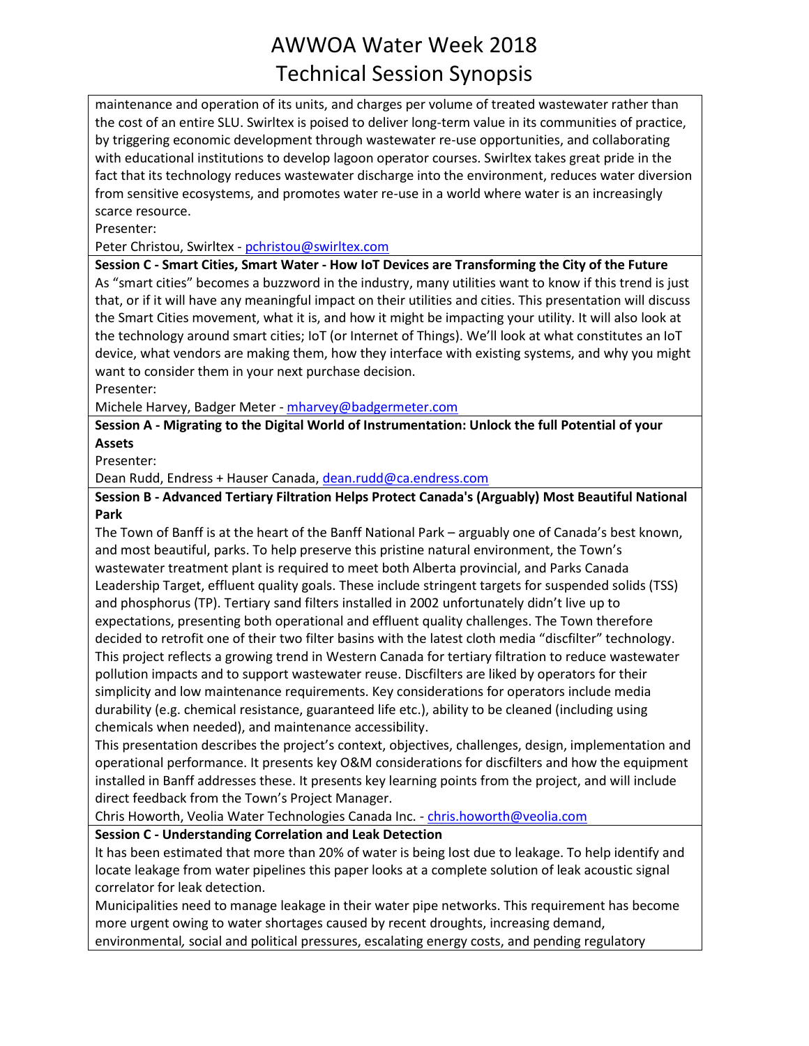maintenance and operation of its units, and charges per volume of treated wastewater rather than the cost of an entire SLU. Swirltex is poised to deliver long-term value in its communities of practice, by triggering economic development through wastewater re-use opportunities, and collaborating with educational institutions to develop lagoon operator courses. Swirltex takes great pride in the fact that its technology reduces wastewater discharge into the environment, reduces water diversion from sensitive ecosystems, and promotes water re-use in a world where water is an increasingly scarce resource.

Presenter:

Peter Christou, Swirltex - pchristou@swirltex.com

**Session C - Smart Cities, Smart Water - How IoT Devices are Transforming the City of the Future**

As "smart cities" becomes a buzzword in the industry, many utilities want to know if this trend is just that, or if it will have any meaningful impact on their utilities and cities. This presentation will discuss the Smart Cities movement, what it is, and how it might be impacting your utility. It will also look at the technology around smart cities; IoT (or Internet of Things). We'll look at what constitutes an IoT device, what vendors are making them, how they interface with existing systems, and why you might want to consider them in your next purchase decision.

Presenter:

Michele Harvey, Badger Meter - mharvey@badgermeter.com

**Session A - Migrating to the Digital World of Instrumentation: Unlock the full Potential of your Assets**

Presenter:

Dean Rudd, Endress + Hauser Canada, dean.rudd@ca.endress.com

**Session B - Advanced Tertiary Filtration Helps Protect Canada's (Arguably) Most Beautiful National Park**

The Town of Banff is at the heart of the Banff National Park – arguably one of Canada's best known, and most beautiful, parks. To help preserve this pristine natural environment, the Town's wastewater treatment plant is required to meet both Alberta provincial, and Parks Canada Leadership Target, effluent quality goals. These include stringent targets for suspended solids (TSS) and phosphorus (TP). Tertiary sand filters installed in 2002 unfortunately didn't live up to expectations, presenting both operational and effluent quality challenges. The Town therefore decided to retrofit one of their two filter basins with the latest cloth media "discfilter" technology. This project reflects a growing trend in Western Canada for tertiary filtration to reduce wastewater pollution impacts and to support wastewater reuse. Discfilters are liked by operators for their simplicity and low maintenance requirements. Key considerations for operators include media durability (e.g. chemical resistance, guaranteed life etc.), ability to be cleaned (including using chemicals when needed), and maintenance accessibility.

This presentation describes the project's context, objectives, challenges, design, implementation and operational performance. It presents key O&M considerations for discfilters and how the equipment installed in Banff addresses these. It presents key learning points from the project, and will include direct feedback from the Town's Project Manager.

Chris Howorth, Veolia Water Technologies Canada Inc. - chris.howorth@veolia.com

**Session C - Understanding Correlation and Leak Detection**

It has been estimated that more than 20% of water is being lost due to leakage. To help identify and locate leakage from water pipelines this paper looks at a complete solution of leak acoustic signal correlator for leak detection.

Municipalities need to manage leakage in their water pipe networks. This requirement has become more urgent owing to water shortages caused by recent droughts, increasing demand, environmental, social and political pressures, escalating energy costs, and pending regulatory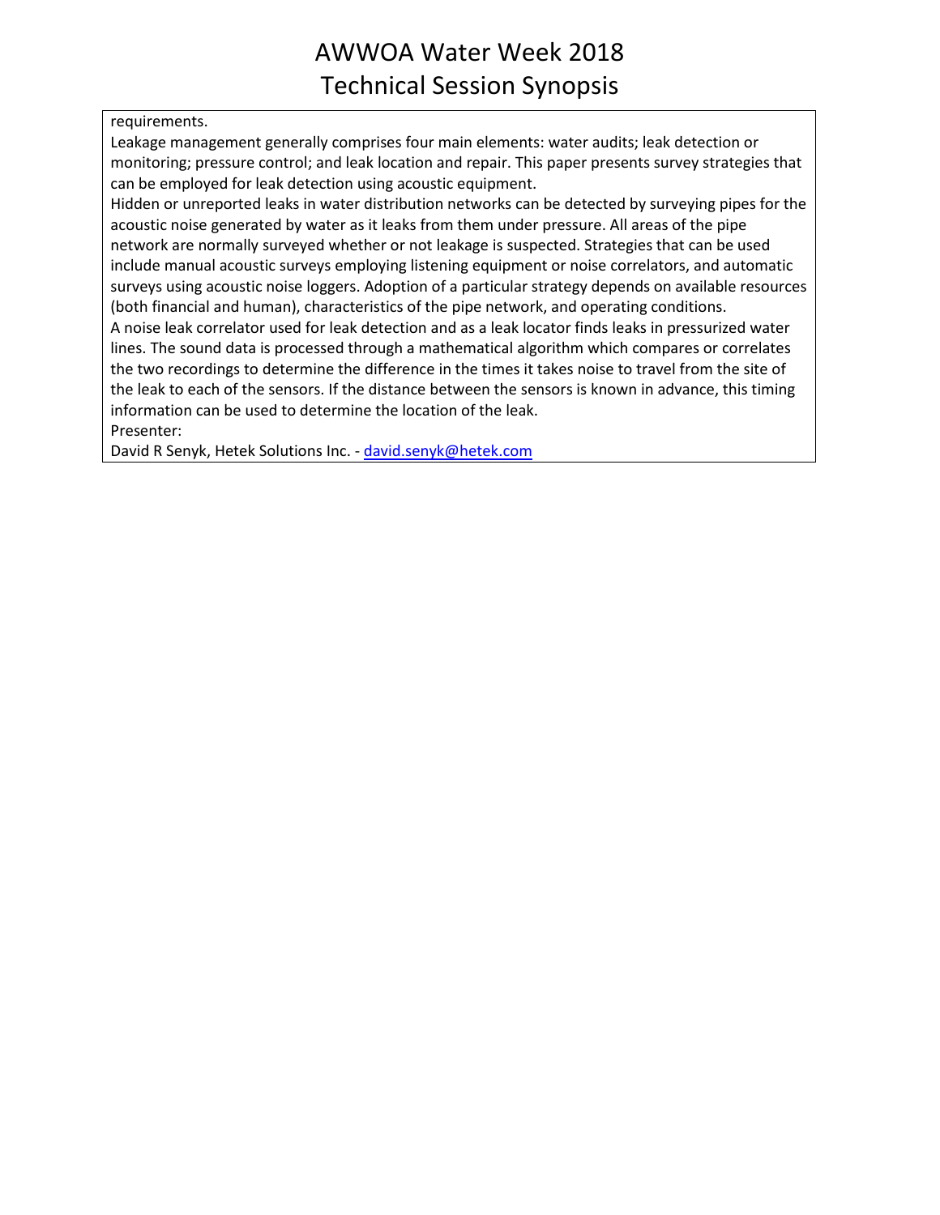requirements.

Leakage management generally comprises four main elements: water audits; leak detection or monitoring; pressure control; and leak location and repair. This paper presents survey strategies that can be employed for leak detection using acoustic equipment.

Hidden or unreported leaks in water distribution networks can be detected by surveying pipes for the acoustic noise generated by water as it leaks from them under pressure. All areas of the pipe network are normally surveyed whether or not leakage is suspected. Strategies that can be used include manual acoustic surveys employing listening equipment or noise correlators, and automatic surveys using acoustic noise loggers. Adoption of a particular strategy depends on available resources (both financial and human), characteristics of the pipe network, and operating conditions.

A noise leak correlator used for leak detection and as a leak locator finds leaks in pressurized water lines. The sound data is processed through a mathematical algorithm which compares or correlates the two recordings to determine the difference in the times it takes noise to travel from the site of the leak to each of the sensors. If the distance between the sensors is known in advance, this timing information can be used to determine the location of the leak.

Presenter:

David R Senyk, Hetek Solutions Inc. - david.senyk@hetek.com